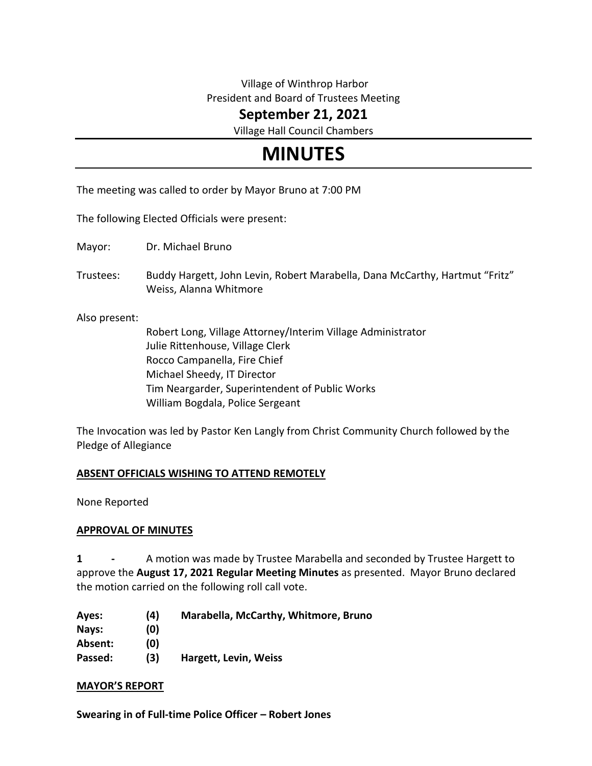Village of Winthrop Harbor
President and Board of Trustees Meeting

## September 21, 2021

Village Hall Council Chambers

# MINUTES

The meeting was called to order by Mayor Bruno at 7:00 PM

The following Elected Officials were present:

Mayor: Dr. Michael Bruno

Trustees: Buddy Hargett, John Levin, Robert Marabella, Dana McCarthy, Hartmut "Fritz" Weiss, Alanna Whitmore

Also present:

Robert Long, Village Attorney/Interim Village Administrator
Julie Rittenhouse, Village Clerk
Rocco Campanella, Fire Chief
Michael Sheedy, IT Director
Tim Neargarder, Superintendent of Public Works
William Bogdala, Police Sergeant

The Invocation was led by Pastor Ken Langly from Christ Community Church followed by the Pledge of Allegiance

**ABSENT OFFICIALS WISHING TO ATTEND REMOTELY**

None Reported

**APPROVAL OF MINUTES**

**1 -** A motion was made by Trustee Marabella and seconded by Trustee Hargett to approve the **August 17, 2021 Regular Meeting Minutes** as presented. Mayor Bruno declared the motion carried on the following roll call vote.

**Ayes: (4) Marabella, McCarthy, Whitmore, Bruno**
**Nays: (0)**
**Absent: (0)**
**Passed: (3) Hargett, Levin, Weiss**

**MAYOR'S REPORT**

**Swearing in of Full-time Police Officer – Robert Jones**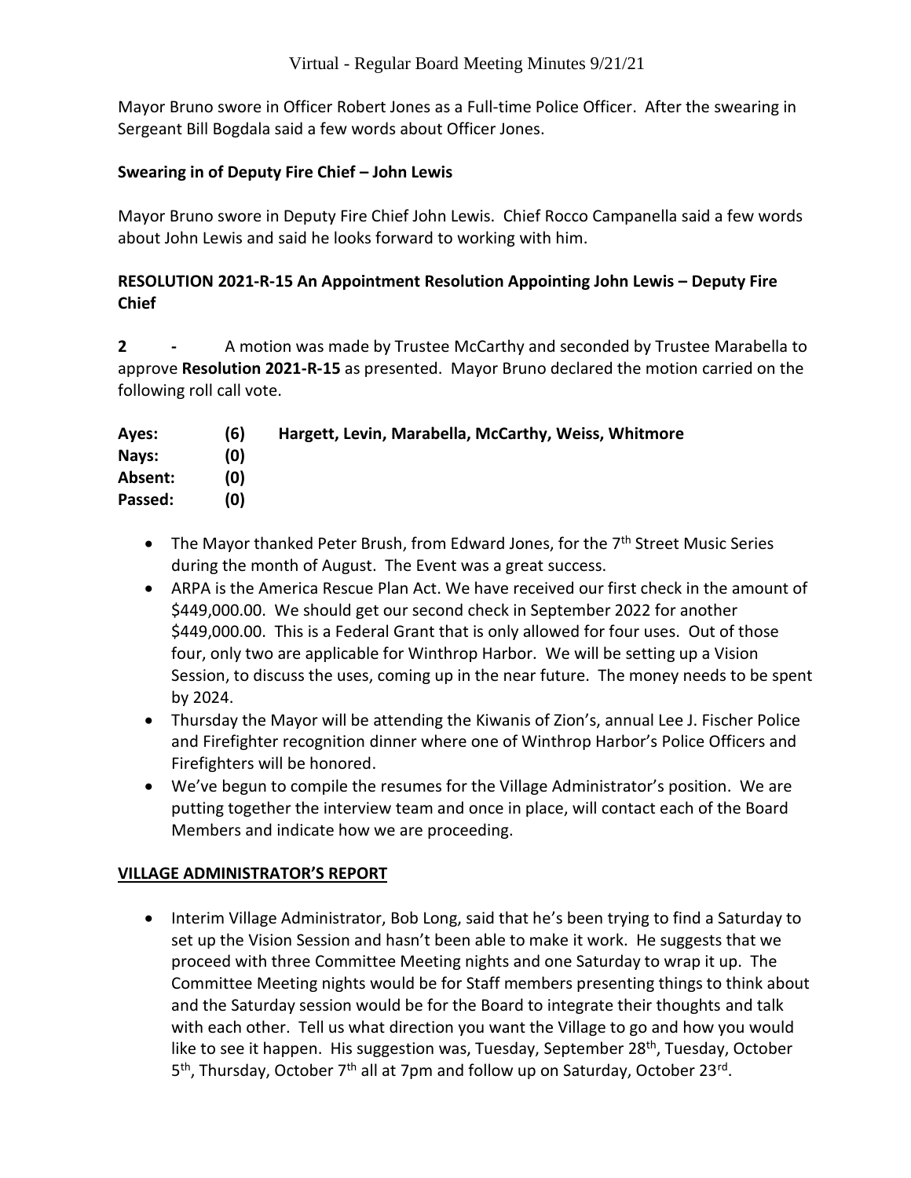Mayor Bruno swore in Officer Robert Jones as a Full-time Police Officer. After the swearing in Sergeant Bill Bogdala said a few words about Officer Jones.

**Swearing in of Deputy Fire Chief – John Lewis**

Mayor Bruno swore in Deputy Fire Chief John Lewis. Chief Rocco Campanella said a few words about John Lewis and said he looks forward to working with him.

**RESOLUTION 2021-R-15 An Appointment Resolution Appointing John Lewis – Deputy Fire Chief**

**2 -** A motion was made by Trustee McCarthy and seconded by Trustee Marabella to approve **Resolution 2021-R-15** as presented. Mayor Bruno declared the motion carried on the following roll call vote.

| | | |
|---|---|---|
| **Ayes:** | **(6)** | **Hargett, Levin, Marabella, McCarthy, Weiss, Whitmore** |
| **Nays:** | **(0)** | |
| **Absent:** | **(0)** | |
| **Passed:** | **(0)** | |

- The Mayor thanked Peter Brush, from Edward Jones, for the 7th Street Music Series during the month of August. The Event was a great success.
- ARPA is the America Rescue Plan Act. We have received our first check in the amount of $449,000.00. We should get our second check in September 2022 for another $449,000.00. This is a Federal Grant that is only allowed for four uses. Out of those four, only two are applicable for Winthrop Harbor. We will be setting up a Vision Session, to discuss the uses, coming up in the near future. The money needs to be spent by 2024.
- Thursday the Mayor will be attending the Kiwanis of Zion's, annual Lee J. Fischer Police and Firefighter recognition dinner where one of Winthrop Harbor's Police Officers and Firefighters will be honored.
- We've begun to compile the resumes for the Village Administrator's position. We are putting together the interview team and once in place, will contact each of the Board Members and indicate how we are proceeding.

## VILLAGE ADMINISTRATOR'S REPORT

- Interim Village Administrator, Bob Long, said that he's been trying to find a Saturday to set up the Vision Session and hasn't been able to make it work. He suggests that we proceed with three Committee Meeting nights and one Saturday to wrap it up. The Committee Meeting nights would be for Staff members presenting things to think about and the Saturday session would be for the Board to integrate their thoughts and talk with each other. Tell us what direction you want the Village to go and how you would like to see it happen. His suggestion was, Tuesday, September 28th, Tuesday, October 5th, Thursday, October 7th all at 7pm and follow up on Saturday, October 23rd.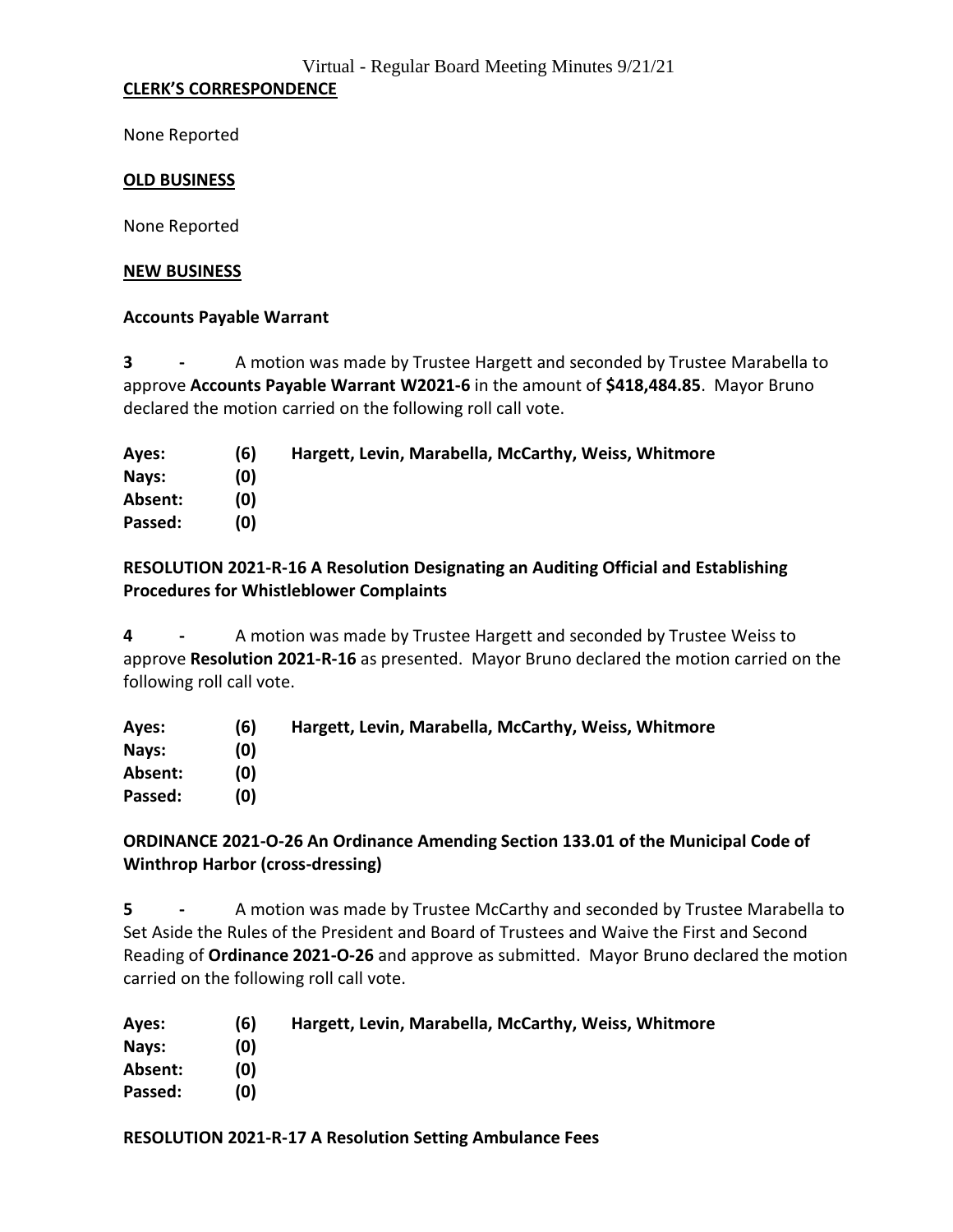**CLERK'S CORRESPONDENCE**

None Reported

**OLD BUSINESS**

None Reported

**NEW BUSINESS**

**Accounts Payable Warrant**

**3 -** A motion was made by Trustee Hargett and seconded by Trustee Marabella to approve **Accounts Payable Warrant W2021-6** in the amount of **$418,484.85**. Mayor Bruno declared the motion carried on the following roll call vote.

| | | |
|---|---|---|
| **Ayes:** | **(6)** | **Hargett, Levin, Marabella, McCarthy, Weiss, Whitmore** |
| **Nays:** | **(0)** | |
| **Absent:** | **(0)** | |
| **Passed:** | **(0)** | |

**RESOLUTION 2021-R-16 A Resolution Designating an Auditing Official and Establishing Procedures for Whistleblower Complaints**

**4 -** A motion was made by Trustee Hargett and seconded by Trustee Weiss to approve **Resolution 2021-R-16** as presented. Mayor Bruno declared the motion carried on the following roll call vote.

| | | |
|---|---|---|
| **Ayes:** | **(6)** | **Hargett, Levin, Marabella, McCarthy, Weiss, Whitmore** |
| **Nays:** | **(0)** | |
| **Absent:** | **(0)** | |
| **Passed:** | **(0)** | |

**ORDINANCE 2021-O-26 An Ordinance Amending Section 133.01 of the Municipal Code of Winthrop Harbor (cross-dressing)**

**5 -** A motion was made by Trustee McCarthy and seconded by Trustee Marabella to Set Aside the Rules of the President and Board of Trustees and Waive the First and Second Reading of **Ordinance 2021-O-26** and approve as submitted. Mayor Bruno declared the motion carried on the following roll call vote.

| | | |
|---|---|---|
| **Ayes:** | **(6)** | **Hargett, Levin, Marabella, McCarthy, Weiss, Whitmore** |
| **Nays:** | **(0)** | |
| **Absent:** | **(0)** | |
| **Passed:** | **(0)** | |

**RESOLUTION 2021-R-17 A Resolution Setting Ambulance Fees**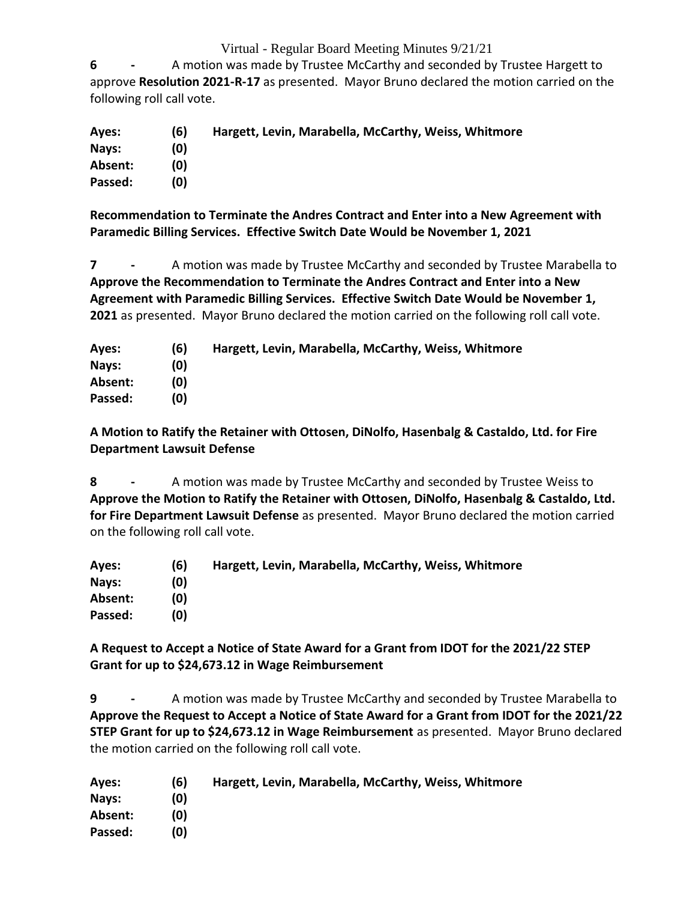**6 -** A motion was made by Trustee McCarthy and seconded by Trustee Hargett to approve **Resolution 2021-R-17** as presented. Mayor Bruno declared the motion carried on the following roll call vote.

**Ayes: (6) Hargett, Levin, Marabella, McCarthy, Weiss, Whitmore**
**Nays: (0)**
**Absent: (0)**
**Passed: (0)**

**Recommendation to Terminate the Andres Contract and Enter into a New Agreement with Paramedic Billing Services. Effective Switch Date Would be November 1, 2021**

**7 -** A motion was made by Trustee McCarthy and seconded by Trustee Marabella to **Approve the Recommendation to Terminate the Andres Contract and Enter into a New Agreement with Paramedic Billing Services. Effective Switch Date Would be November 1, 2021** as presented. Mayor Bruno declared the motion carried on the following roll call vote.

**Ayes: (6) Hargett, Levin, Marabella, McCarthy, Weiss, Whitmore**
**Nays: (0)**
**Absent: (0)**
**Passed: (0)**

**A Motion to Ratify the Retainer with Ottosen, DiNolfo, Hasenbalg & Castaldo, Ltd. for Fire Department Lawsuit Defense**

**8 -** A motion was made by Trustee McCarthy and seconded by Trustee Weiss to **Approve the Motion to Ratify the Retainer with Ottosen, DiNolfo, Hasenbalg & Castaldo, Ltd. for Fire Department Lawsuit Defense** as presented. Mayor Bruno declared the motion carried on the following roll call vote.

**Ayes: (6) Hargett, Levin, Marabella, McCarthy, Weiss, Whitmore**
**Nays: (0)**
**Absent: (0)**
**Passed: (0)**

**A Request to Accept a Notice of State Award for a Grant from IDOT for the 2021/22 STEP Grant for up to $24,673.12 in Wage Reimbursement**

**9 -** A motion was made by Trustee McCarthy and seconded by Trustee Marabella to **Approve the Request to Accept a Notice of State Award for a Grant from IDOT for the 2021/22 STEP Grant for up to $24,673.12 in Wage Reimbursement** as presented. Mayor Bruno declared the motion carried on the following roll call vote.

**Ayes: (6) Hargett, Levin, Marabella, McCarthy, Weiss, Whitmore**
**Nays: (0)**
**Absent: (0)**
**Passed: (0)**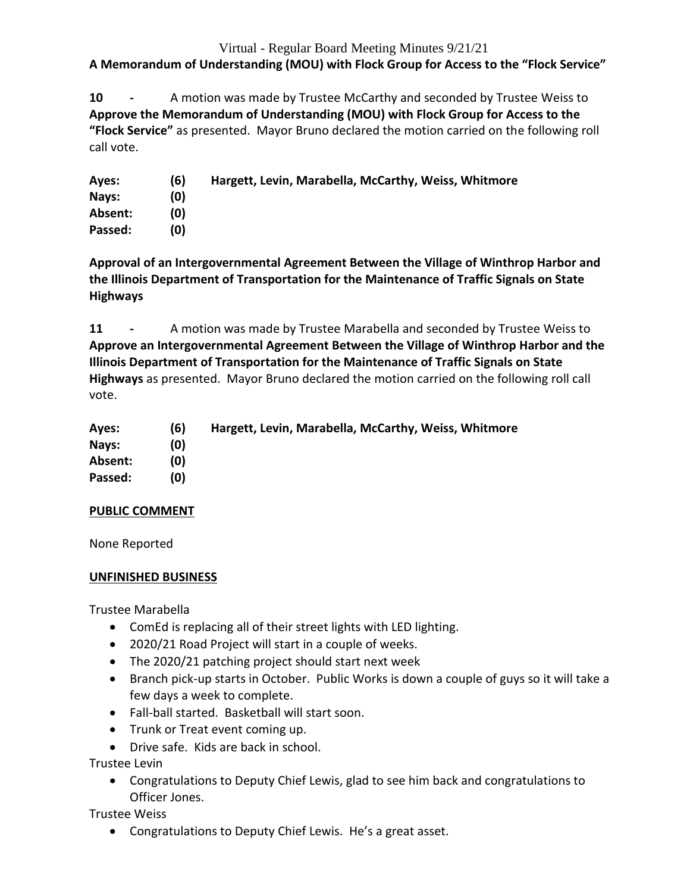**A Memorandum of Understanding (MOU) with Flock Group for Access to the "Flock Service"**

**10 -** A motion was made by Trustee McCarthy and seconded by Trustee Weiss to **Approve the Memorandum of Understanding (MOU) with Flock Group for Access to the "Flock Service"** as presented. Mayor Bruno declared the motion carried on the following roll call vote.

**Ayes: (6) Hargett, Levin, Marabella, McCarthy, Weiss, Whitmore**
**Nays: (0)**
**Absent: (0)**
**Passed: (0)**

**Approval of an Intergovernmental Agreement Between the Village of Winthrop Harbor and the Illinois Department of Transportation for the Maintenance of Traffic Signals on State Highways**

**11 -** A motion was made by Trustee Marabella and seconded by Trustee Weiss to **Approve an Intergovernmental Agreement Between the Village of Winthrop Harbor and the Illinois Department of Transportation for the Maintenance of Traffic Signals on State Highways** as presented. Mayor Bruno declared the motion carried on the following roll call vote.

**Ayes: (6) Hargett, Levin, Marabella, McCarthy, Weiss, Whitmore**
**Nays: (0)**
**Absent: (0)**
**Passed: (0)**

**PUBLIC COMMENT**

None Reported

**UNFINISHED BUSINESS**

Trustee Marabella

- ComEd is replacing all of their street lights with LED lighting.
- 2020/21 Road Project will start in a couple of weeks.
- The 2020/21 patching project should start next week
- Branch pick-up starts in October. Public Works is down a couple of guys so it will take a few days a week to complete.
- Fall-ball started. Basketball will start soon.
- Trunk or Treat event coming up.
- Drive safe. Kids are back in school.

Trustee Levin

- Congratulations to Deputy Chief Lewis, glad to see him back and congratulations to Officer Jones.

Trustee Weiss

- Congratulations to Deputy Chief Lewis. He's a great asset.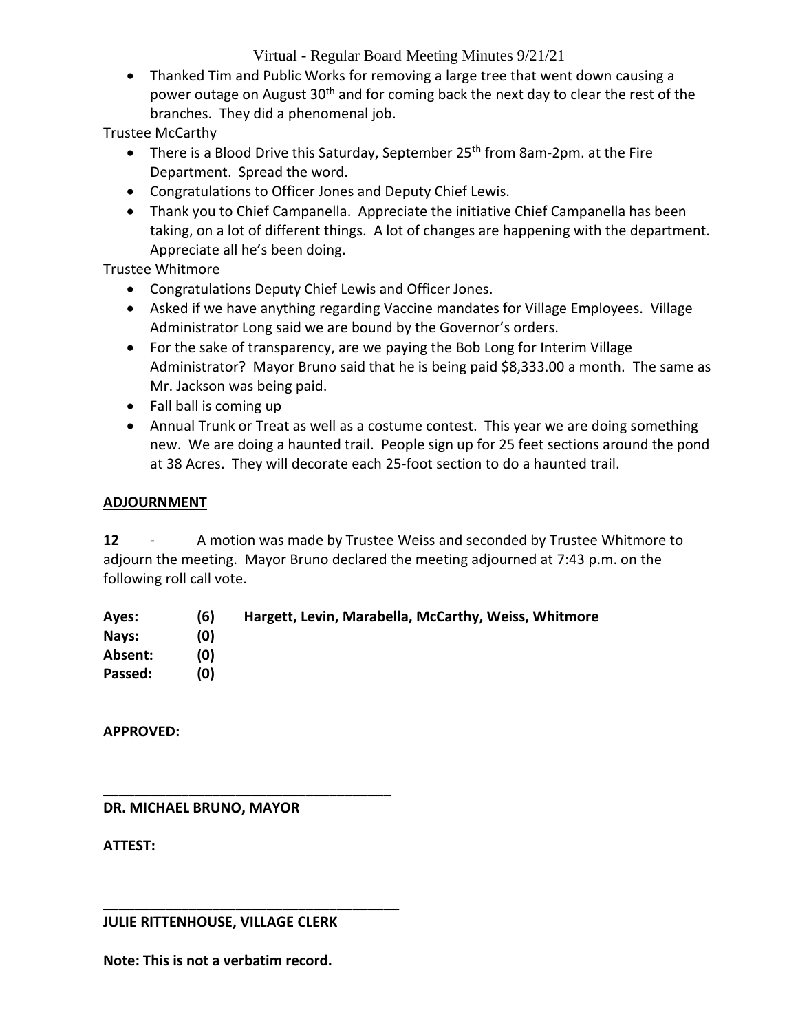- Thanked Tim and Public Works for removing a large tree that went down causing a power outage on August 30th and for coming back the next day to clear the rest of the branches. They did a phenomenal job.

Trustee McCarthy

- There is a Blood Drive this Saturday, September 25th from 8am-2pm. at the Fire Department. Spread the word.
- Congratulations to Officer Jones and Deputy Chief Lewis.
- Thank you to Chief Campanella. Appreciate the initiative Chief Campanella has been taking, on a lot of different things. A lot of changes are happening with the department. Appreciate all he's been doing.

Trustee Whitmore

- Congratulations Deputy Chief Lewis and Officer Jones.
- Asked if we have anything regarding Vaccine mandates for Village Employees. Village Administrator Long said we are bound by the Governor's orders.
- For the sake of transparency, are we paying the Bob Long for Interim Village Administrator? Mayor Bruno said that he is being paid $8,333.00 a month. The same as Mr. Jackson was being paid.
- Fall ball is coming up
- Annual Trunk or Treat as well as a costume contest. This year we are doing something new. We are doing a haunted trail. People sign up for 25 feet sections around the pond at 38 Acres. They will decorate each 25-foot section to do a haunted trail.

**ADJOURNMENT**

**12** - A motion was made by Trustee Weiss and seconded by Trustee Whitmore to adjourn the meeting. Mayor Bruno declared the meeting adjourned at 7:43 p.m. on the following roll call vote.

| | | |
|---|---|---|
| **Ayes:** | **(6)** | **Hargett, Levin, Marabella, McCarthy, Weiss, Whitmore** |
| **Nays:** | **(0)** | |
| **Absent:** | **(0)** | |
| **Passed:** | **(0)** | |

**APPROVED:**

______________________________________

**DR. MICHAEL BRUNO, MAYOR**

**ATTEST:**

______________________________________

**JULIE RITTENHOUSE, VILLAGE CLERK**

**Note: This is not a verbatim record.**